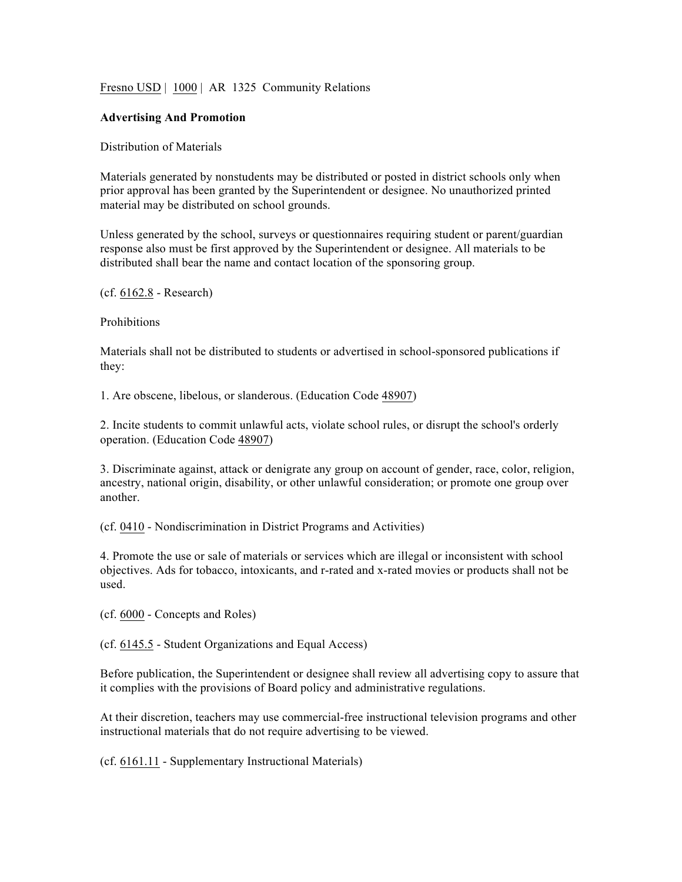Fresno USD | 1000 | AR 1325 Community Relations

**Advertising And Promotion**

Distribution of Materials

Materials generated by nonstudents may be distributed or posted in district schools only when prior approval has been granted by the Superintendent or designee. No unauthorized printed material may be distributed on school grounds.

Unless generated by the school, surveys or questionnaires requiring student or parent/guardian response also must be first approved by the Superintendent or designee. All materials to be distributed shall bear the name and contact location of the sponsoring group.

(cf. 6162.8 - Research)

Prohibitions

Materials shall not be distributed to students or advertised in school-sponsored publications if they:

1. Are obscene, libelous, or slanderous. (Education Code 48907)

2. Incite students to commit unlawful acts, violate school rules, or disrupt the school's orderly operation. (Education Code 48907)

3. Discriminate against, attack or denigrate any group on account of gender, race, color, religion, ancestry, national origin, disability, or other unlawful consideration; or promote one group over another.

(cf. 0410 - Nondiscrimination in District Programs and Activities)

4. Promote the use or sale of materials or services which are illegal or inconsistent with school objectives. Ads for tobacco, intoxicants, and r-rated and x-rated movies or products shall not be used.

(cf. 6000 - Concepts and Roles)

(cf. 6145.5 - Student Organizations and Equal Access)

Before publication, the Superintendent or designee shall review all advertising copy to assure that it complies with the provisions of Board policy and administrative regulations.

At their discretion, teachers may use commercial-free instructional television programs and other instructional materials that do not require advertising to be viewed.

(cf. 6161.11 - Supplementary Instructional Materials)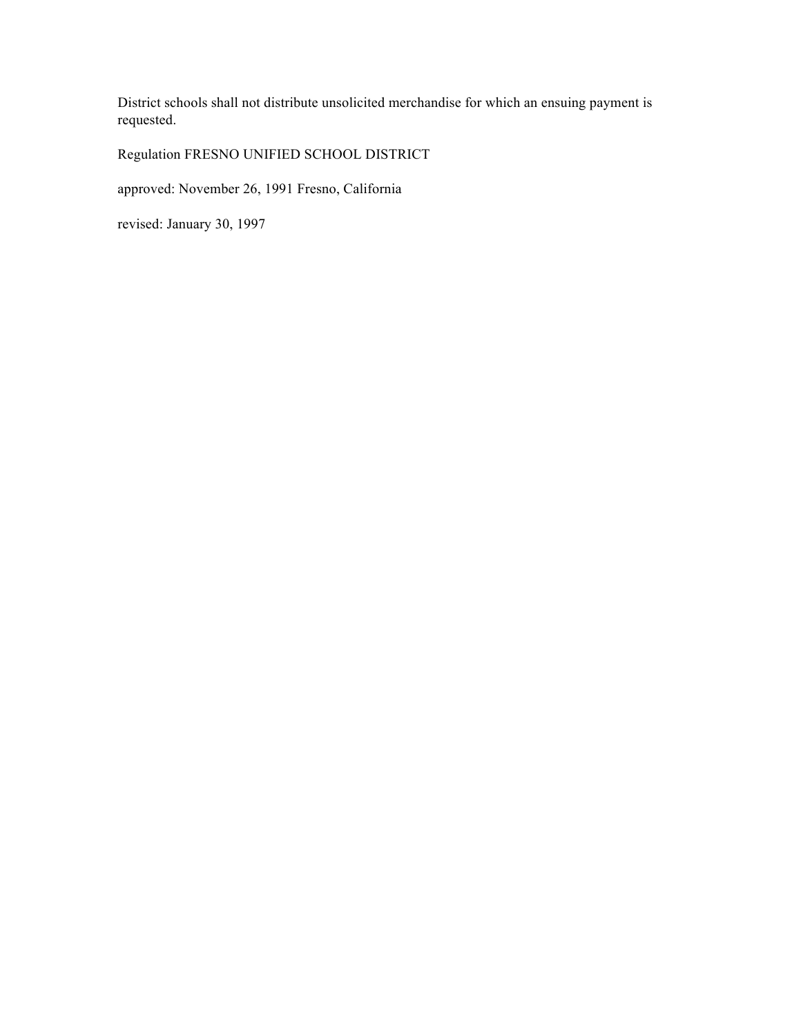District schools shall not distribute unsolicited merchandise for which an ensuing payment is requested.

Regulation FRESNO UNIFIED SCHOOL DISTRICT

approved: November 26, 1991 Fresno, California

revised: January 30, 1997